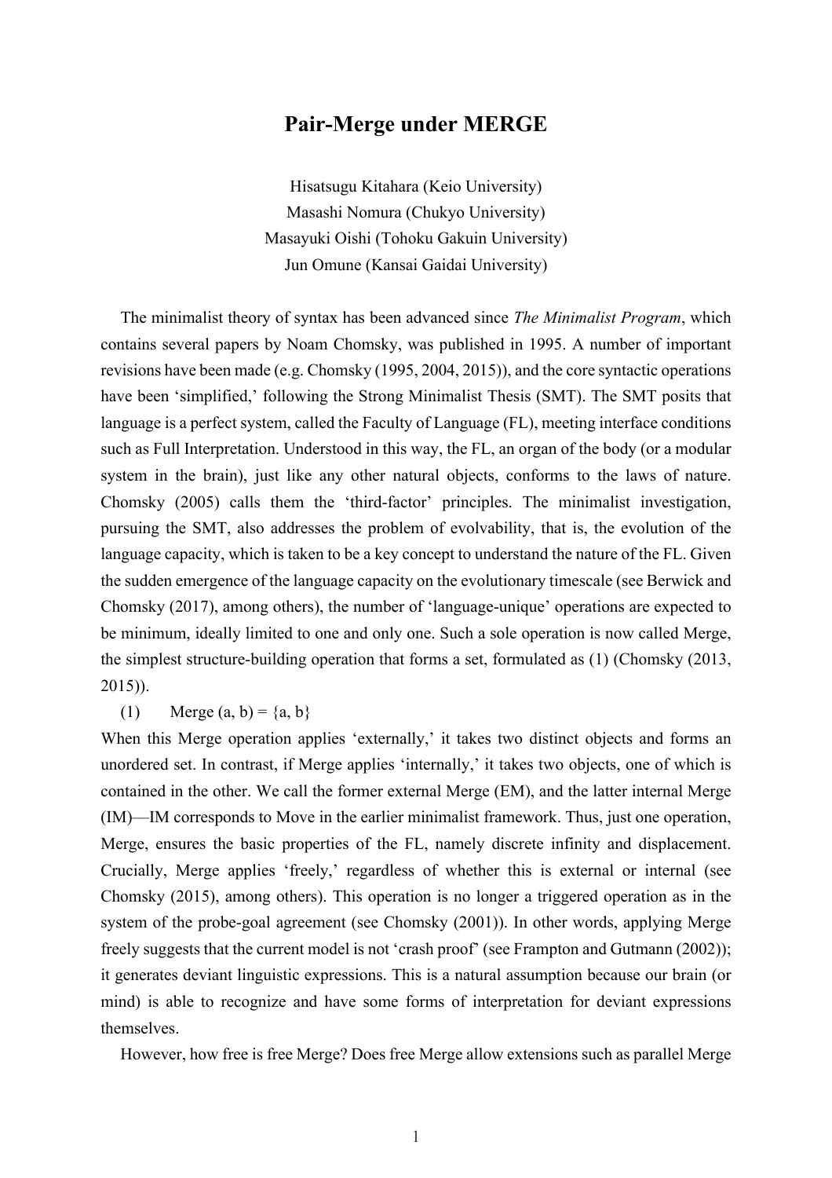# Pair-Merge under MERGE

Hisatsugu Kitahara (Keio University)
Masashi Nomura (Chukyo University)
Masayuki Oishi (Tohoku Gakuin University)
Jun Omune (Kansai Gaidai University)

The minimalist theory of syntax has been advanced since *The Minimalist Program*, which contains several papers by Noam Chomsky, was published in 1995. A number of important revisions have been made (e.g. Chomsky (1995, 2004, 2015)), and the core syntactic operations have been 'simplified,' following the Strong Minimalist Thesis (SMT). The SMT posits that language is a perfect system, called the Faculty of Language (FL), meeting interface conditions such as Full Interpretation. Understood in this way, the FL, an organ of the body (or a modular system in the brain), just like any other natural objects, conforms to the laws of nature. Chomsky (2005) calls them the 'third-factor' principles. The minimalist investigation, pursuing the SMT, also addresses the problem of evolvability, that is, the evolution of the language capacity, which is taken to be a key concept to understand the nature of the FL. Given the sudden emergence of the language capacity on the evolutionary timescale (see Berwick and Chomsky (2017), among others), the number of 'language-unique' operations are expected to be minimum, ideally limited to one and only one. Such a sole operation is now called Merge, the simplest structure-building operation that forms a set, formulated as (1) (Chomsky (2013, 2015)).

(1) Merge (a, b) = {a, b}

When this Merge operation applies 'externally,' it takes two distinct objects and forms an unordered set. In contrast, if Merge applies 'internally,' it takes two objects, one of which is contained in the other. We call the former external Merge (EM), and the latter internal Merge (IM)—IM corresponds to Move in the earlier minimalist framework. Thus, just one operation, Merge, ensures the basic properties of the FL, namely discrete infinity and displacement. Crucially, Merge applies 'freely,' regardless of whether this is external or internal (see Chomsky (2015), among others). This operation is no longer a triggered operation as in the system of the probe-goal agreement (see Chomsky (2001)). In other words, applying Merge freely suggests that the current model is not 'crash proof' (see Frampton and Gutmann (2002)); it generates deviant linguistic expressions. This is a natural assumption because our brain (or mind) is able to recognize and have some forms of interpretation for deviant expressions themselves.

However, how free is free Merge? Does free Merge allow extensions such as parallel Merge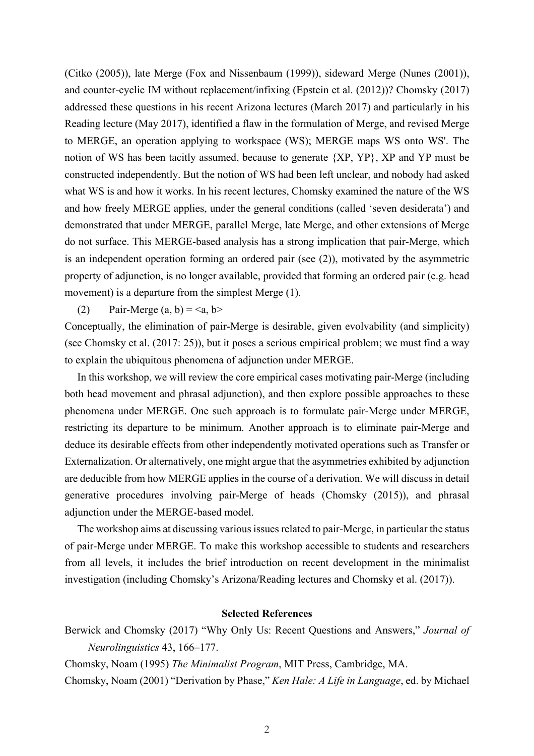(Citko (2005)), late Merge (Fox and Nissenbaum (1999)), sideward Merge (Nunes (2001)), and counter-cyclic IM without replacement/infixing (Epstein et al. (2012))? Chomsky (2017) addressed these questions in his recent Arizona lectures (March 2017) and particularly in his Reading lecture (May 2017), identified a flaw in the formulation of Merge, and revised Merge to MERGE, an operation applying to workspace (WS); MERGE maps WS onto WS'. The notion of WS has been tacitly assumed, because to generate {XP, YP}, XP and YP must be constructed independently. But the notion of WS had been left unclear, and nobody had asked what WS is and how it works. In his recent lectures, Chomsky examined the nature of the WS and how freely MERGE applies, under the general conditions (called 'seven desiderata') and demonstrated that under MERGE, parallel Merge, late Merge, and other extensions of Merge do not surface. This MERGE-based analysis has a strong implication that pair-Merge, which is an independent operation forming an ordered pair (see (2)), motivated by the asymmetric property of adjunction, is no longer available, provided that forming an ordered pair (e.g. head movement) is a departure from the simplest Merge (1).

(2) Pair-Merge (a, b) = <a, b>

Conceptually, the elimination of pair-Merge is desirable, given evolvability (and simplicity) (see Chomsky et al. (2017: 25)), but it poses a serious empirical problem; we must find a way to explain the ubiquitous phenomena of adjunction under MERGE.

In this workshop, we will review the core empirical cases motivating pair-Merge (including both head movement and phrasal adjunction), and then explore possible approaches to these phenomena under MERGE. One such approach is to formulate pair-Merge under MERGE, restricting its departure to be minimum. Another approach is to eliminate pair-Merge and deduce its desirable effects from other independently motivated operations such as Transfer or Externalization. Or alternatively, one might argue that the asymmetries exhibited by adjunction are deducible from how MERGE applies in the course of a derivation. We will discuss in detail generative procedures involving pair-Merge of heads (Chomsky (2015)), and phrasal adjunction under the MERGE-based model.

The workshop aims at discussing various issues related to pair-Merge, in particular the status of pair-Merge under MERGE. To make this workshop accessible to students and researchers from all levels, it includes the brief introduction on recent development in the minimalist investigation (including Chomsky's Arizona/Reading lectures and Chomsky et al. (2017)).

## Selected References

Berwick and Chomsky (2017) "Why Only Us: Recent Questions and Answers," *Journal of Neurolinguistics* 43, 166–177.

Chomsky, Noam (1995) *The Minimalist Program*, MIT Press, Cambridge, MA.

Chomsky, Noam (2001) "Derivation by Phase," *Ken Hale: A Life in Language*, ed. by Michael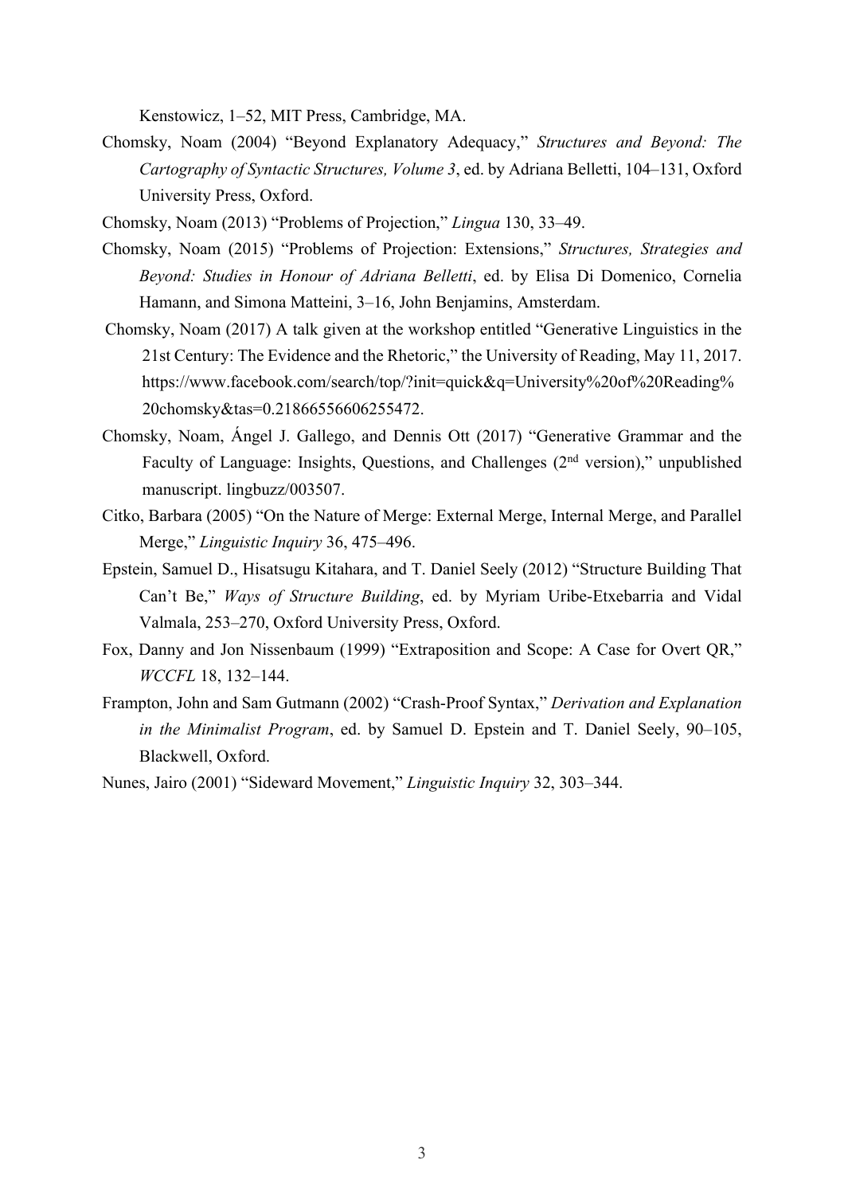Kenstowicz, 1–52, MIT Press, Cambridge, MA.

Chomsky, Noam (2004) "Beyond Explanatory Adequacy," *Structures and Beyond: The Cartography of Syntactic Structures, Volume 3*, ed. by Adriana Belletti, 104–131, Oxford University Press, Oxford.

Chomsky, Noam (2013) "Problems of Projection," *Lingua* 130, 33–49.

Chomsky, Noam (2015) "Problems of Projection: Extensions," *Structures, Strategies and Beyond: Studies in Honour of Adriana Belletti*, ed. by Elisa Di Domenico, Cornelia Hamann, and Simona Matteini, 3–16, John Benjamins, Amsterdam.

Chomsky, Noam (2017) A talk given at the workshop entitled "Generative Linguistics in the 21st Century: The Evidence and the Rhetoric," the University of Reading, May 11, 2017. https://www.facebook.com/search/top/?init=quick&q=University%20of%20Reading%20chomsky&tas=0.21866556606255472.

Chomsky, Noam, Ángel J. Gallego, and Dennis Ott (2017) "Generative Grammar and the Faculty of Language: Insights, Questions, and Challenges (2nd version)," unpublished manuscript. lingbuzz/003507.

Citko, Barbara (2005) "On the Nature of Merge: External Merge, Internal Merge, and Parallel Merge," *Linguistic Inquiry* 36, 475–496.

Epstein, Samuel D., Hisatsugu Kitahara, and T. Daniel Seely (2012) "Structure Building That Can't Be," *Ways of Structure Building*, ed. by Myriam Uribe-Etxebarria and Vidal Valmala, 253–270, Oxford University Press, Oxford.

Fox, Danny and Jon Nissenbaum (1999) "Extraposition and Scope: A Case for Overt QR," *WCCFL* 18, 132–144.

Frampton, John and Sam Gutmann (2002) "Crash-Proof Syntax," *Derivation and Explanation in the Minimalist Program*, ed. by Samuel D. Epstein and T. Daniel Seely, 90–105, Blackwell, Oxford.

Nunes, Jairo (2001) "Sideward Movement," *Linguistic Inquiry* 32, 303–344.